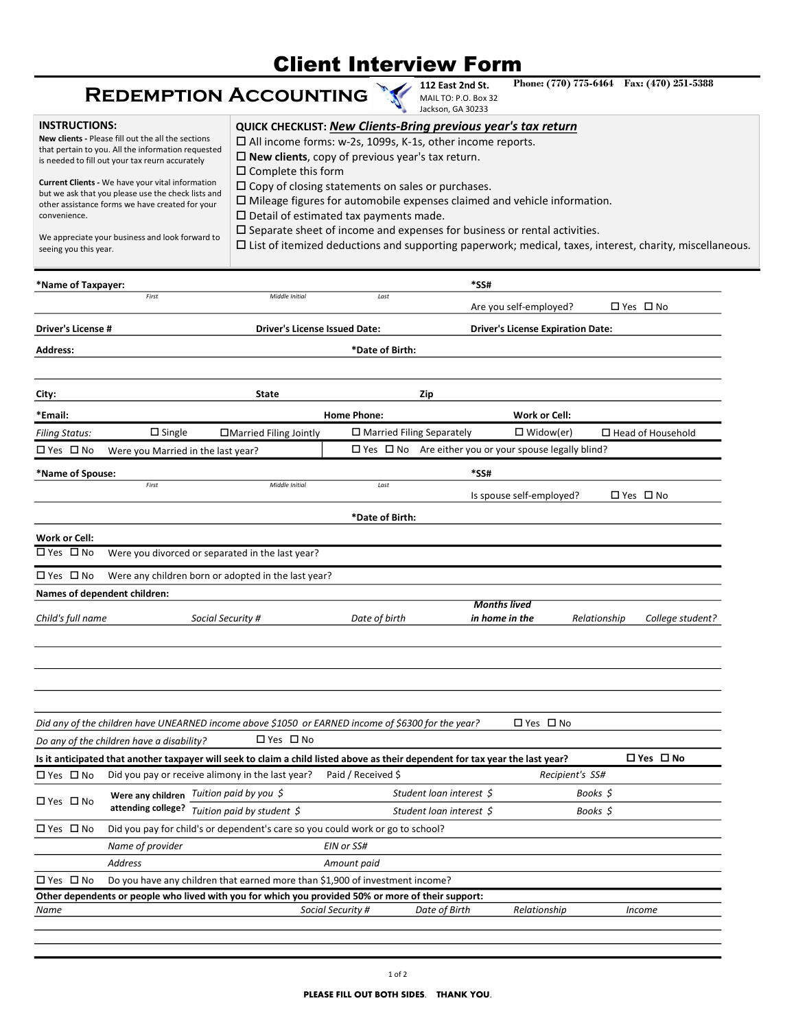# Client Interview Form

## Redemption Accounting

112 East 2nd St.
MAIL TO: P.O. Box 32
Jackson, GA 30233

**Phone: (770) 775-6464  Fax: (470) 251-5388**

**INSTRUCTIONS:**

**New clients -** Please fill out the all the sections that pertain to you. All the information requested is needed to fill out your tax reurn accurately

**Current Clients -** We have your vital information but we ask that you please use the check lists and other assistance forms we have created for your convenience.

We appreciate your business and look forward to seeing you this year.

**QUICK CHECKLIST:** ***New Clients-Bring previous year's tax return***

- ☐ All income forms: w-2s, 1099s, K-1s, other income reports.
- ☐ **New clients**, copy of previous year's tax return.
- ☐ Complete this form
- ☐ Copy of closing statements on sales or purchases.
- ☐ Mileage figures for automobile expenses claimed and vehicle information.
- ☐ Detail of estimated tax payments made.
- ☐ Separate sheet of income and expenses for business or rental activities.
- ☐ List of itemized deductions and supporting paperwork; medical, taxes, interest, charity, miscellaneous.

**\*Name of Taxpayer:** _First_ _Middle Initial_ _Last_  **\*SS#**

Are you self-employed? ☐ Yes ☐ No

**Driver's License #**  **Driver's License Issued Date:**  **Driver's License Expiration Date:**

**Address:**  **\*Date of Birth:**

**City:**  **State**  **Zip**

**\*Email:**  **Home Phone:**  **Work or Cell:**

_Filing Status:_ ☐ Single ☐ Married Filing Jointly ☐ Married Filing Separately ☐ Widow(er) ☐ Head of Household

☐ Yes ☐ No Were you Married in the last year?

☐ Yes ☐ No Are either you or your spouse legally blind?

**\*Name of Spouse:** _First_ _Middle Initial_ _Last_  **\*SS#**

Is spouse self-employed? ☐ Yes ☐ No

**\*Date of Birth:**

**Work or Cell:**

☐ Yes ☐ No Were you divorced or separated in the last year?

☐ Yes ☐ No Were any children born or adopted in the last year?

**Names of dependent children:**

| _Child's full name_ | _Social Security #_ | _Date of birth_ | _Months lived in home in the_ | _Relationship_ | _College student?_ |
|---|---|---|---|---|---|
| | | | | | |
| | | | | | |
| | | | | | |
| | | | | | |

_Did any of the children have UNEARNED income above $1050 or EARNED income of $6300 for the year?_ ☐ Yes ☐ No

_Do any of the children have a disability?_ ☐ Yes ☐ No

**Is it anticipated that another taxpayer will seek to claim a child listed above as their dependent for tax year the last year?** ☐ **Yes** ☐ **No**

☐ Yes ☐ No Did you pay or receive alimony in the last year? Paid / Received $ _Recipient's SS#_

☐ Yes ☐ No **Were any children attending college?**

| _Tuition paid by you $_ | _Student loan interest $_ | _Books $_ |
|---|---|---|
| _Tuition paid by student $_ | _Student loan interest $_ | _Books $_ |

☐ Yes ☐ No Did you pay for child's or dependent's care so you could work or go to school?

_Name of provider_  _EIN or SS#_

_Address_  _Amount paid_

☐ Yes ☐ No Do you have any children that earned more than $1,900 of investment income?

**Other dependents or people who lived with you for which you provided 50% or more of their support:**

| _Name_ | _Social Security #_ | _Date of Birth_ | _Relationship_ | _Income_ |
|---|---|---|---|---|
| | | | | |
| | | | | |

**PLEASE FILL OUT BOTH SIDES. THANK YOU.**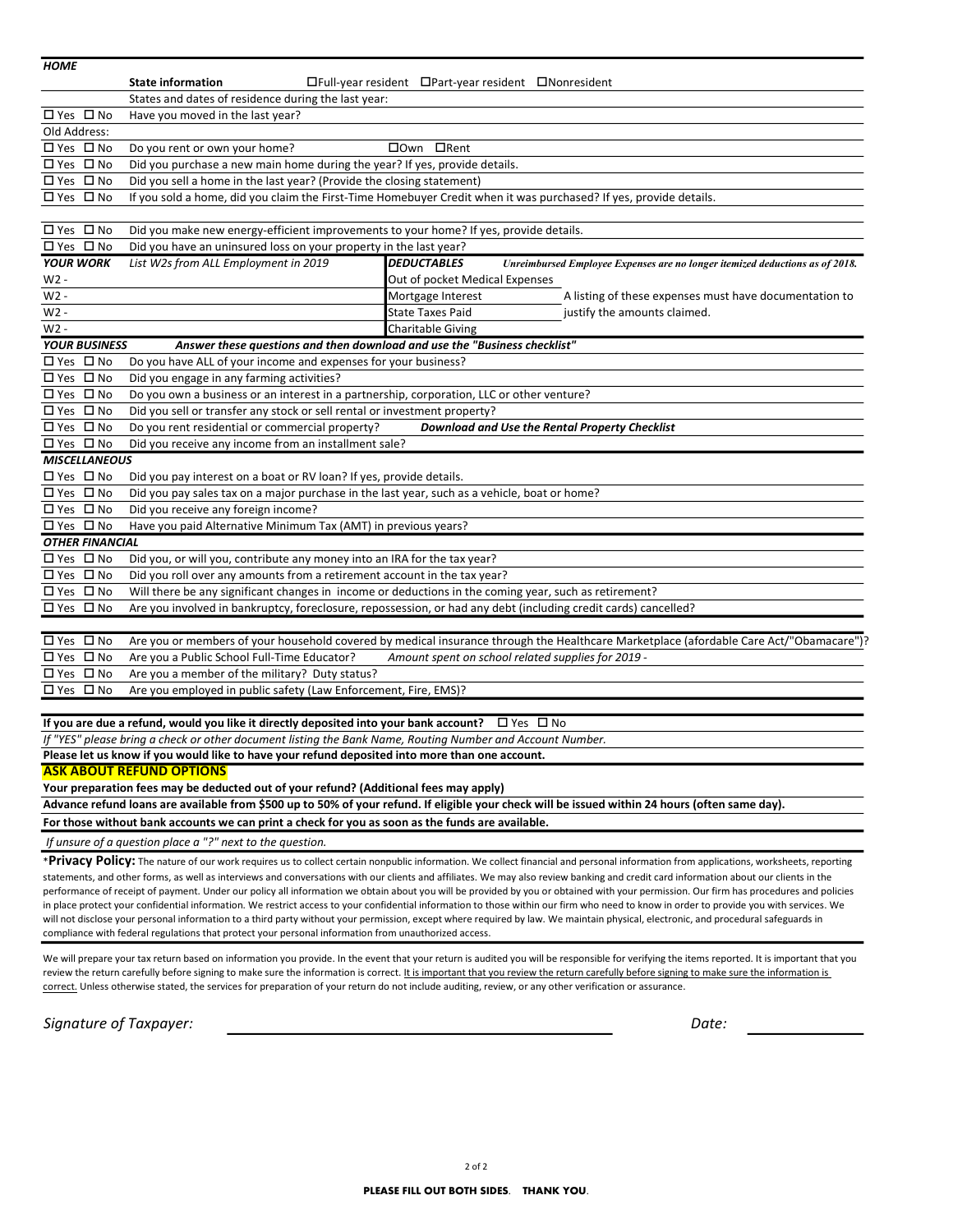### HOME

| | | |
|---|---|---|
| | **State information** | ☐Full-year resident ☐Part-year resident ☐Nonresident |
| | States and dates of residence during the last year: | |
| ☐ Yes ☐ No | Have you moved in the last year? | |
| Old Address: | | |
| ☐ Yes ☐ No | Do you rent or own your home? | ☐Own ☐Rent |
| ☐ Yes ☐ No | Did you purchase a new main home during the year? If yes, provide details. | |
| ☐ Yes ☐ No | Did you sell a home in the last year? (Provide the closing statement) | |
| ☐ Yes ☐ No | If you sold a home, did you claim the First-Time Homebuyer Credit when it was purchased? If yes, provide details. | |
| ☐ Yes ☐ No | Did you make new energy-efficient improvements to your home? If yes, provide details. | |
| ☐ Yes ☐ No | Did you have an uninsured loss on your property in the last year? | |

| | | | |
|---|---|---|---|
| ***YOUR WORK*** | *List W2s from ALL Employment in 2019* | ***DEDUCTABLES*** | ***Unreimbursed Employee Expenses are no longer itemized deductions as of 2018.*** |
| W2 - | | Out of pocket Medical Expenses | |
| W2 - | | Mortgage Interest | A listing of these expenses must have documentation to |
| W2 - | | State Taxes Paid | justify the amounts claimed. |
| W2 - | | Charitable Giving | |

### YOUR BUSINESS

***Answer these questions and then download and use the "Business checklist"***

| | |
|---|---|
| ☐ Yes ☐ No | Do you have ALL of your income and expenses for your business? |
| ☐ Yes ☐ No | Did you engage in any farming activities? |
| ☐ Yes ☐ No | Do you own a business or an interest in a partnership, corporation, LLC or other venture? |
| ☐ Yes ☐ No | Did you sell or transfer any stock or sell rental or investment property? |
| ☐ Yes ☐ No | Do you rent residential or commercial property? ***Download and Use the Rental Property Checklist*** |
| ☐ Yes ☐ No | Did you receive any income from an installment sale? |

### MISCELLANEOUS

| | |
|---|---|
| ☐ Yes ☐ No | Did you pay interest on a boat or RV loan? If yes, provide details. |
| ☐ Yes ☐ No | Did you pay sales tax on a major purchase in the last year, such as a vehicle, boat or home? |
| ☐ Yes ☐ No | Did you receive any foreign income? |
| ☐ Yes ☐ No | Have you paid Alternative Minimum Tax (AMT) in previous years? |

### OTHER FINANCIAL

| | |
|---|---|
| ☐ Yes ☐ No | Did you, or will you, contribute any money into an IRA for the tax year? |
| ☐ Yes ☐ No | Did you roll over any amounts from a retirement account in the tax year? |
| ☐ Yes ☐ No | Will there be any significant changes in income or deductions in the coming year, such as retirement? |
| ☐ Yes ☐ No | Are you involved in bankruptcy, foreclosure, repossession, or had any debt (including credit cards) cancelled? |
| ☐ Yes ☐ No | Are you or members of your household covered by medical insurance through the Healthcare Marketplace (afordable Care Act/"Obamacare")? |
| ☐ Yes ☐ No | Are you a Public School Full-Time Educator? *Amount spent on school related supplies for 2019 -* |
| ☐ Yes ☐ No | Are you a member of the military? Duty status? |
| ☐ Yes ☐ No | Are you employed in public safety (Law Enforcement, Fire, EMS)? |

**If you are due a refund, would you like it directly deposited into your bank account?** ☐ Yes ☐ No

*If "YES" please bring a check or other document listing the Bank Name, Routing Number and Account Number.*

**Please let us know if you would like to have your refund deposited into more than one account.**

**ASK ABOUT REFUND OPTIONS**

**Your preparation fees may be deducted out of your refund? (Additional fees may apply)**

**Advance refund loans are available from $500 up to 50% of your refund. If eligible your check will be issued within 24 hours (often same day).**

**For those without bank accounts we can print a check for you as soon as the funds are available.**

*If unsure of a question place a "?" next to the question.*

\***Privacy Policy:** The nature of our work requires us to collect certain nonpublic information. We collect financial and personal information from applications, worksheets, reporting statements, and other forms, as well as interviews and conversations with our clients and affiliates. We may also review banking and credit card information about our clients in the performance of receipt of payment. Under our policy all information we obtain about you will be provided by you or obtained with your permission. Our firm has procedures and policies in place protect your confidential information. We restrict access to your confidential information to those within our firm who need to know in order to provide you with services. We will not disclose your personal information to a third party without your permission, except where required by law. We maintain physical, electronic, and procedural safeguards in compliance with federal regulations that protect your personal information from unauthorized access.

We will prepare your tax return based on information you provide. In the event that your return is audited you will be responsible for verifying the items reported. It is important that you review the return carefully before signing to make sure the information is correct. It is important that you review the return carefully before signing to make sure the information is correct. Unless otherwise stated, the services for preparation of your return do not include auditing, review, or any other verification or assurance.

*Signature of Taxpayer:* ______________________________ *Date:* ____________

**PLEASE FILL OUT BOTH SIDES. THANK YOU.**